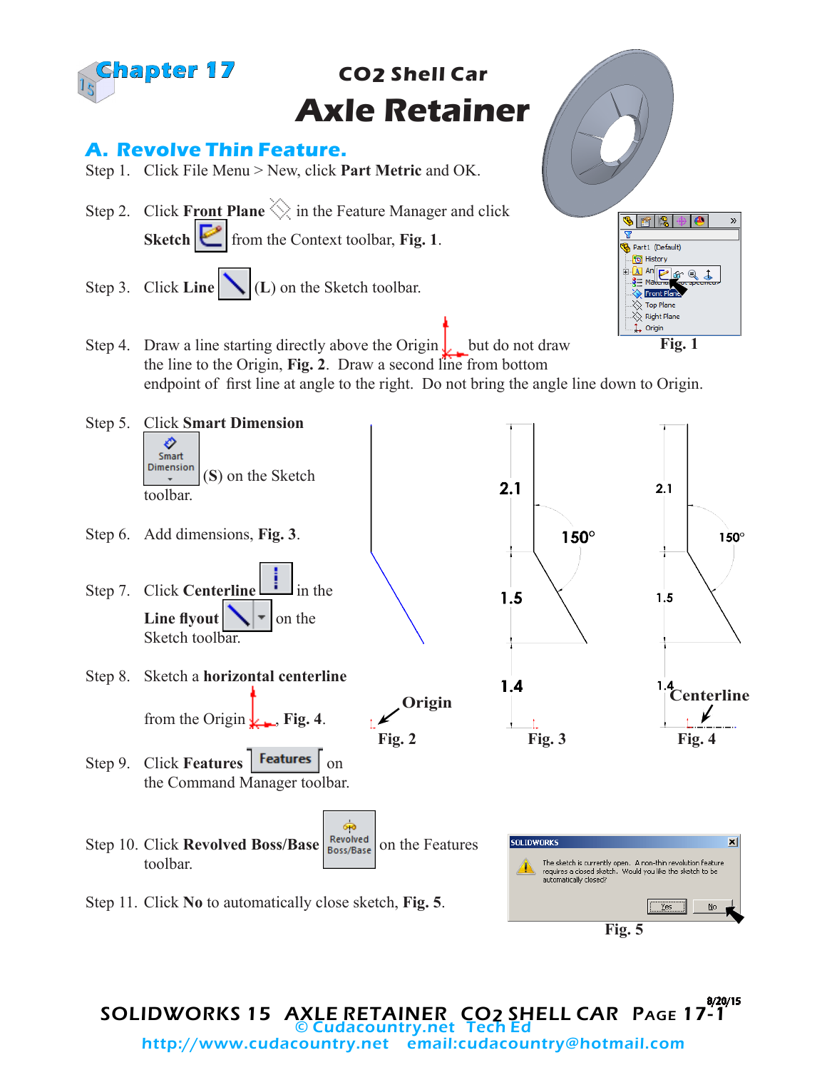# Chapter 17

## CO2 Shell Car

# Axle Retainer

## A. Revolve Thin Feature.

Step 1. Click File Menu > New, click **Part Metric** and OK.

Step 2. Click **Front Plane** in the Feature Manager and click **Sketch** from the Context toolbar, **Fig. 1**.

Step 3. Click **Line** (**L**) on the Sketch toolbar.

Step 4. Draw a line starting directly above the Origin but do not draw the line to the Origin, **Fig. 2**. Draw a second line from bottom endpoint of first line at angle to the right. Do not bring the angle line down to Origin.

Step 5. Click **Smart Dimension** (**S**) on the Sketch toolbar.

Step 6. Add dimensions, **Fig. 3**.

Step 7. Click **Centerline** in the **Line flyout** on the Sketch toolbar.

Step 8. Sketch a **horizontal centerline** from the Origin, **Fig. 4**.

Step 9. Click **Features** on the Command Manager toolbar.

Step 10. Click **Revolved Boss/Base** on the Features toolbar.

Step 11. Click **No** to automatically close sketch, **Fig. 5**.

Fig. 1

Fig. 2

Fig. 3

Fig. 4

Fig. 5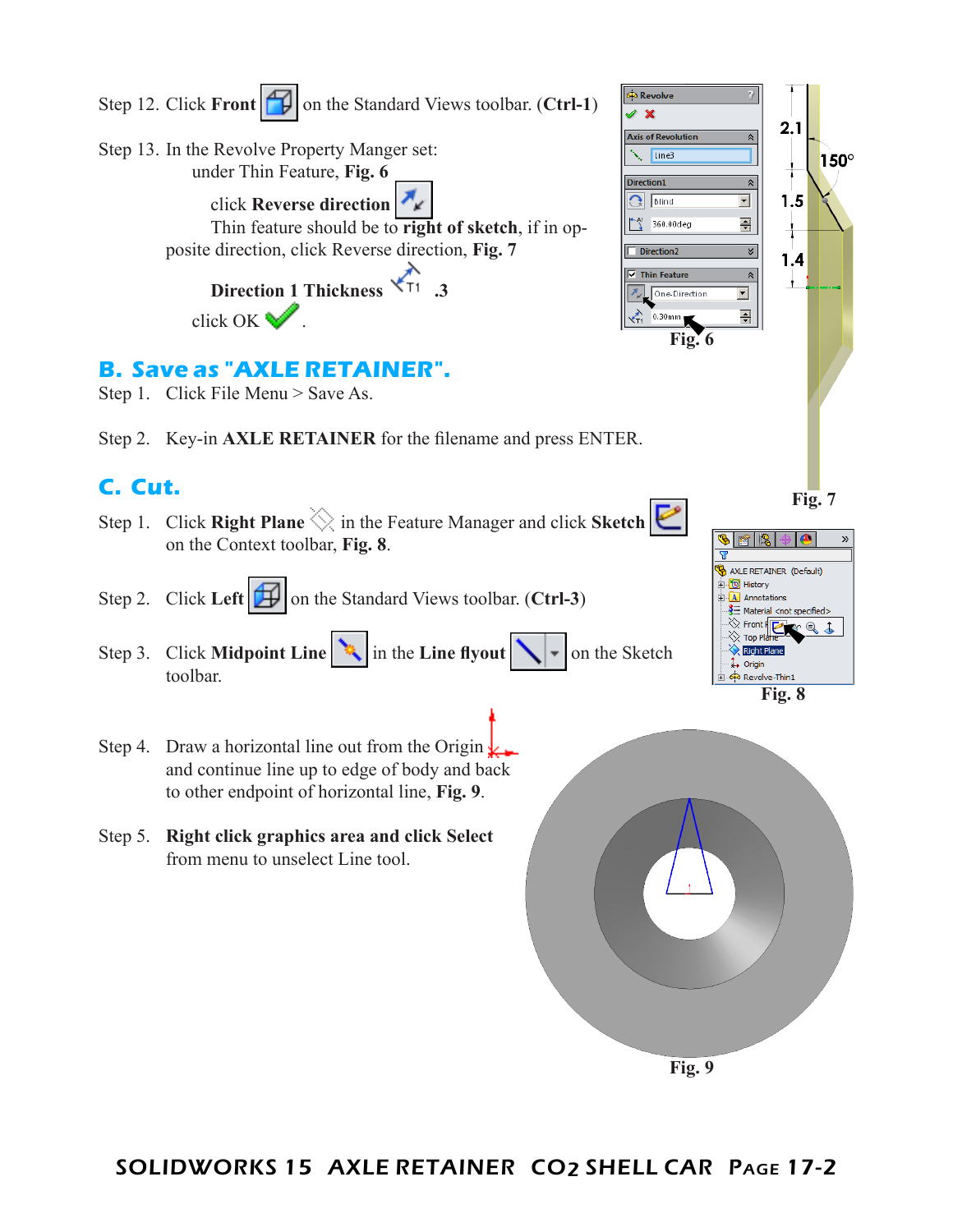Step 12. Click **Front** on the Standard Views toolbar. (**Ctrl-1**)

Step 13. In the Revolve Property Manger set:
under Thin Feature, **Fig. 6**

click **Reverse direction**
Thin feature should be to **right of sketch**, if in opposite direction, click Reverse direction, **Fig. 7**

**Direction 1 Thickness** .3
click OK .

Fig. 6

Fig. 7

## B. Save as "AXLE RETAINER".

Step 1. Click File Menu > Save As.

Step 2. Key-in **AXLE RETAINER** for the filename and press ENTER.

## C. Cut.

Step 1. Click **Right Plane** in the Feature Manager and click **Sketch** on the Context toolbar, **Fig. 8**.

Fig. 8

Step 2. Click **Left** on the Standard Views toolbar. (**Ctrl-3**)

Step 3. Click **Midpoint Line** in the **Line flyout** on the Sketch toolbar.

Step 4. Draw a horizontal line out from the Origin and continue line up to edge of body and back to other endpoint of horizontal line, **Fig. 9**.

Step 5. **Right click graphics area and click Select** from menu to unselect Line tool.

Fig. 9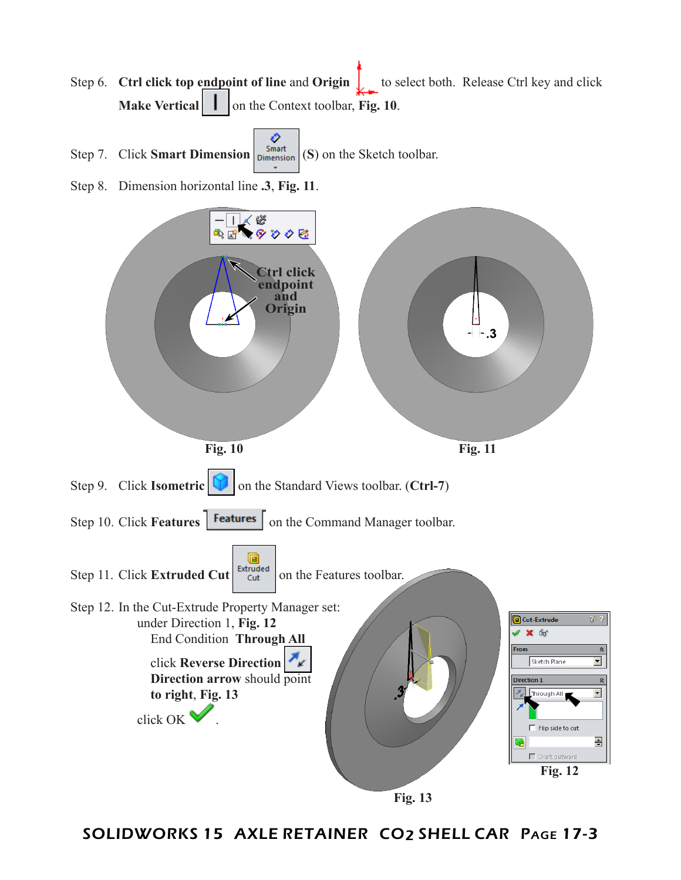Step 6. **Ctrl click top endpoint of line** and **Origin** to select both. Release Ctrl key and click **Make Vertical** on the Context toolbar, **Fig. 10**.

Step 7. Click **Smart Dimension** (**S**) on the Sketch toolbar.

Step 8. Dimension horizontal line **.3**, **Fig. 11**.

Ctrl click endpoint and Origin

**Fig. 10**

.3

**Fig. 11**

Step 9. Click **Isometric** on the Standard Views toolbar. (**Ctrl-7**)

Step 10. Click **Features** on the Command Manager toolbar.

Step 11. Click **Extruded Cut** on the Features toolbar.

Step 12. In the Cut-Extrude Property Manager set:
under Direction 1, **Fig. 12**
End Condition **Through All**
click **Reverse Direction**
**Direction arrow** should point **to right**, **Fig. 13**
click OK .

**Fig. 12**

**Fig. 13**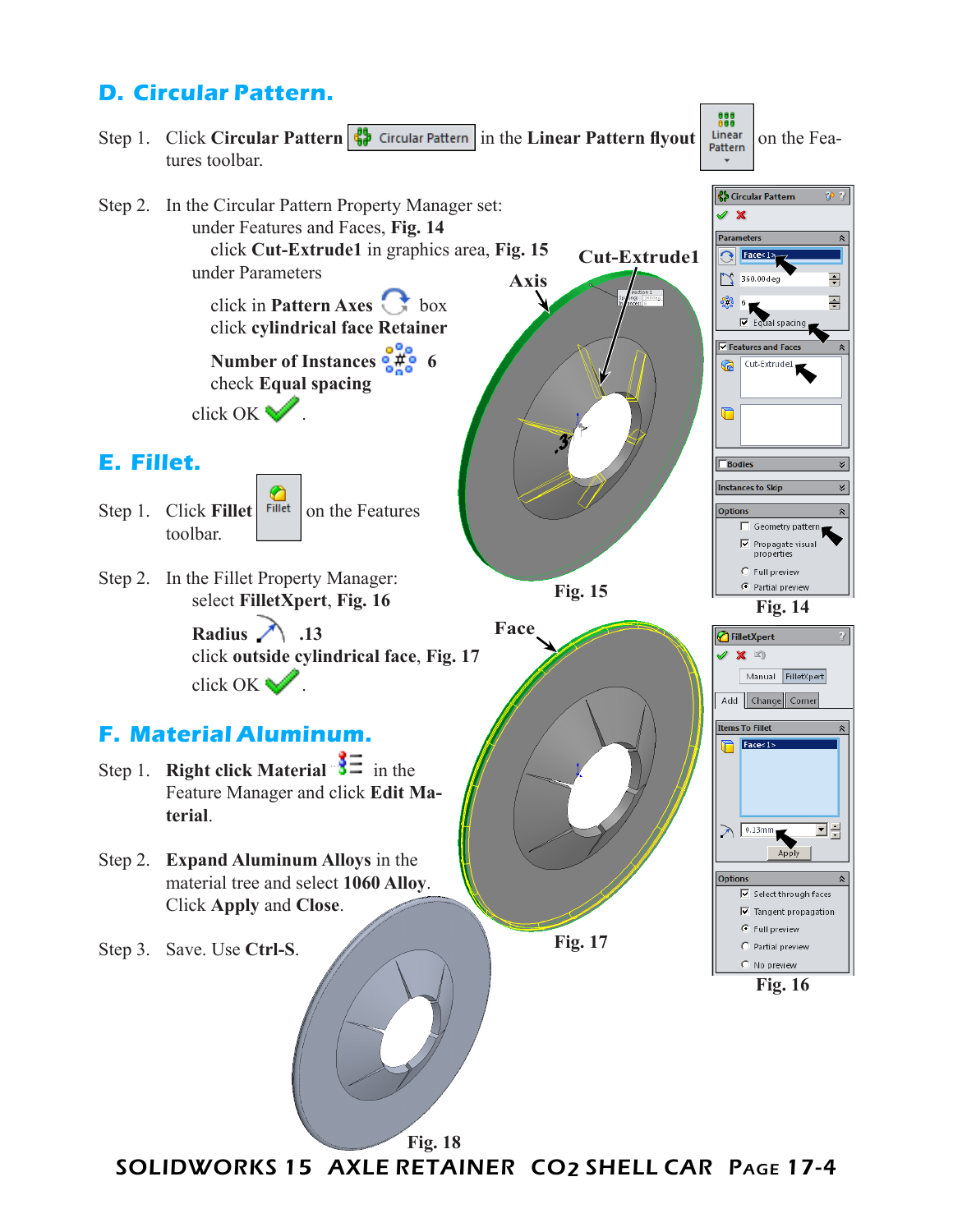## D. Circular Pattern.

Step 1. Click **Circular Pattern** in the **Linear Pattern flyout** on the Features toolbar.

Step 2. In the Circular Pattern Property Manager set:
 under Features and Faces, **Fig. 14**
 click **Cut-Extrude1** in graphics area, **Fig. 15**
 under Parameters

 click in **Pattern Axes** box
 click **cylindrical face Retainer**

 **Number of Instances** 6
 check **Equal spacing**

 click OK .

Cut-Extrude1

Axis

Fig. 15

Fig. 14

## E. Fillet.

Step 1. Click **Fillet** on the Features toolbar.

Step 2. In the Fillet Property Manager:
 select **FilletXpert**, **Fig. 16**

 **Radius** .13
 click **outside cylindrical face**, **Fig. 17**
 click OK .

Face

Fig. 17

Fig. 16

## F. Material Aluminum.

Step 1. **Right click Material** in the Feature Manager and click **Edit Material**.

Step 2. **Expand Aluminum Alloys** in the material tree and select **1060 Alloy**. Click **Apply** and **Close**.

Step 3. Save. Use **Ctrl-S**.

Fig. 18